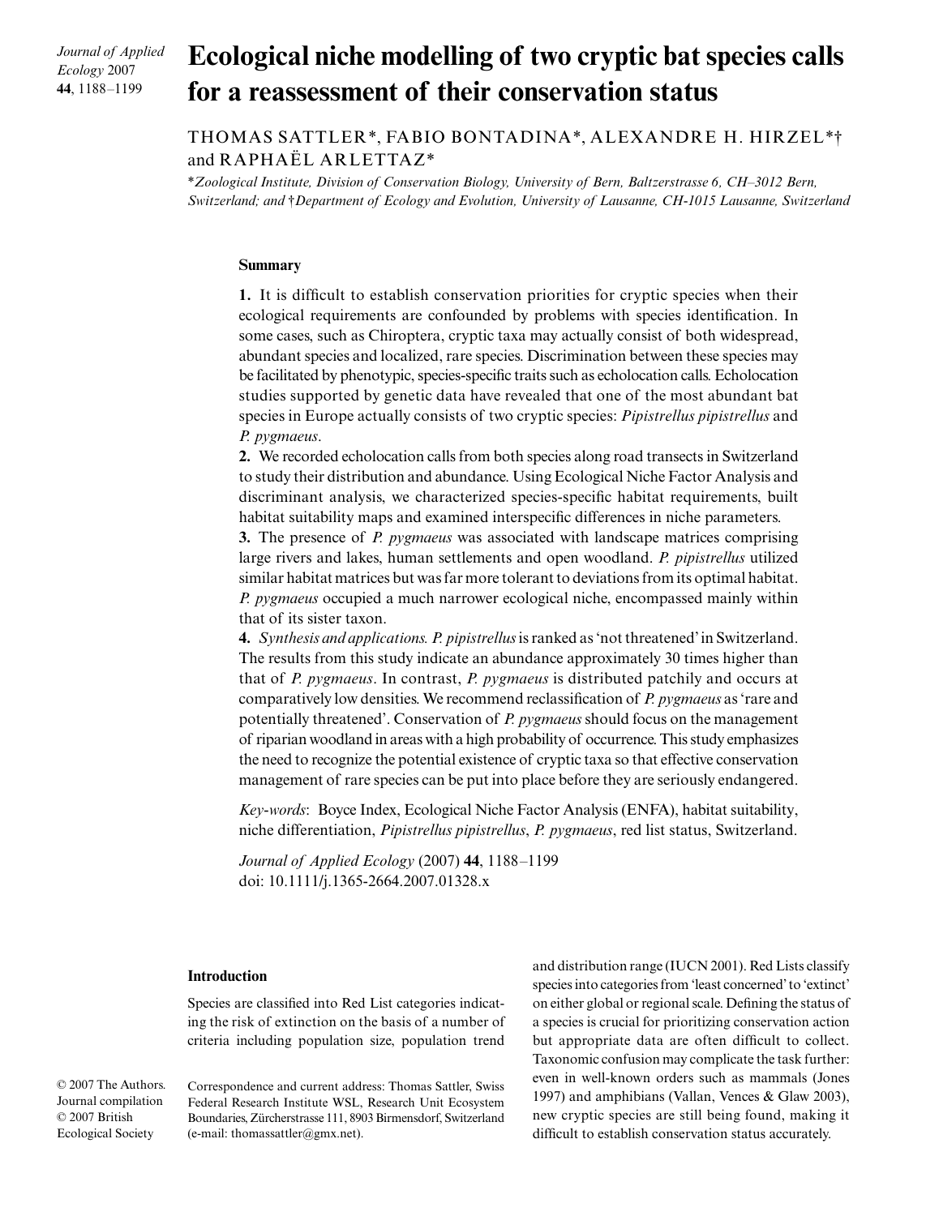# Ecological niche modelling of two cryptic bat species calls for a reassessment of their conservation status

THOMAS SATTLER*, FABIO BONTADINA*, ALEXANDRE H. HIRZEL*† and RAPHAËL ARLETTAZ*

*Zoological Institute, Division of Conservation Biology, University of Bern, Baltzerstrasse 6, CH–3012 Bern, Switzerland; and †Department of Ecology and Evolution, University of Lausanne, CH-1015 Lausanne, Switzerland

## Summary

**1.** It is difficult to establish conservation priorities for cryptic species when their ecological requirements are confounded by problems with species identification. In some cases, such as Chiroptera, cryptic taxa may actually consist of both widespread, abundant species and localized, rare species. Discrimination between these species may be facilitated by phenotypic, species-specific traits such as echolocation calls. Echolocation studies supported by genetic data have revealed that one of the most abundant bat species in Europe actually consists of two cryptic species: *Pipistrellus pipistrellus* and *P. pygmaeus*.

**2.** We recorded echolocation calls from both species along road transects in Switzerland to study their distribution and abundance. Using Ecological Niche Factor Analysis and discriminant analysis, we characterized species-specific habitat requirements, built habitat suitability maps and examined interspecific differences in niche parameters.

**3.** The presence of *P. pygmaeus* was associated with landscape matrices comprising large rivers and lakes, human settlements and open woodland. *P. pipistrellus* utilized similar habitat matrices but was far more tolerant to deviations from its optimal habitat. *P. pygmaeus* occupied a much narrower ecological niche, encompassed mainly within that of its sister taxon.

**4.** *Synthesis and applications. P. pipistrellus* is ranked as 'not threatened' in Switzerland. The results from this study indicate an abundance approximately 30 times higher than that of *P. pygmaeus*. In contrast, *P. pygmaeus* is distributed patchily and occurs at comparatively low densities. We recommend reclassification of *P. pygmaeus* as 'rare and potentially threatened'. Conservation of *P. pygmaeus* should focus on the management of riparian woodland in areas with a high probability of occurrence. This study emphasizes the need to recognize the potential existence of cryptic taxa so that effective conservation management of rare species can be put into place before they are seriously endangered.

*Key-words*: Boyce Index, Ecological Niche Factor Analysis (ENFA), habitat suitability, niche differentiation, *Pipistrellus pipistrellus*, *P. pygmaeus*, red list status, Switzerland.

*Journal of Applied Ecology* (2007) **44**, 1188–1199
doi: 10.1111/j.1365-2664.2007.01328.x

## Introduction

Species are classified into Red List categories indicating the risk of extinction on the basis of a number of criteria including population size, population trend and distribution range (IUCN 2001). Red Lists classify species into categories from 'least concerned' to 'extinct' on either global or regional scale. Defining the status of a species is crucial for prioritizing conservation action but appropriate data are often difficult to collect. Taxonomic confusion may complicate the task further: even in well-known orders such as mammals (Jones 1997) and amphibians (Vallan, Vences & Glaw 2003), new cryptic species are still being found, making it difficult to establish conservation status accurately.

© 2007 The Authors. Journal compilation © 2007 British Ecological Society

Correspondence and current address: Thomas Sattler, Swiss Federal Research Institute WSL, Research Unit Ecosystem Boundaries, Zürcherstrasse 111, 8903 Birmensdorf, Switzerland (e-mail: thomassattler@gmx.net).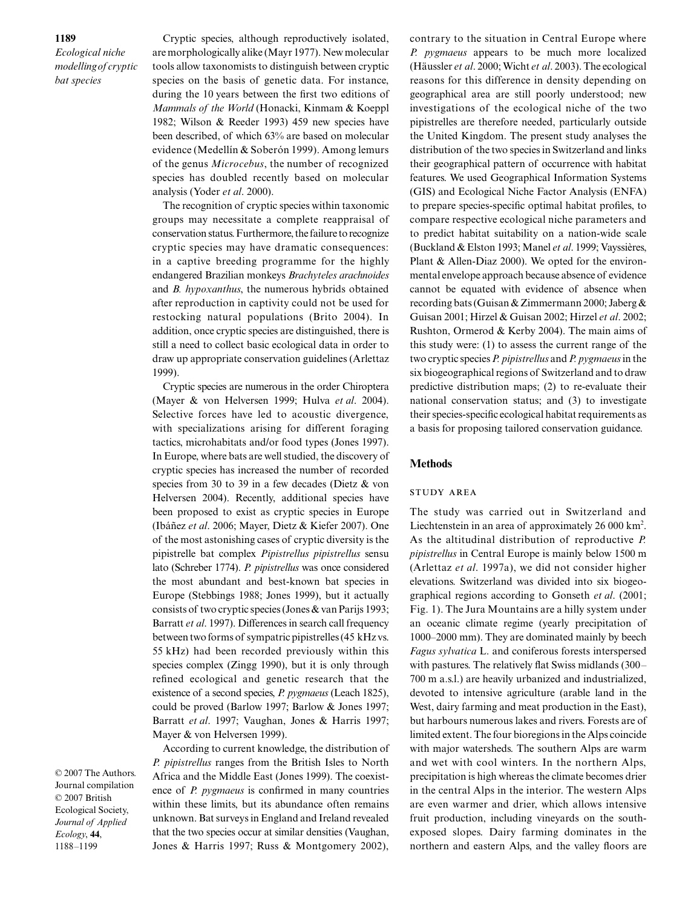Cryptic species, although reproductively isolated, are morphologically alike (Mayr 1977). New molecular tools allow taxonomists to distinguish between cryptic species on the basis of genetic data. For instance, during the 10 years between the first two editions of *Mammals of the World* (Honacki, Kinmam & Koeppl 1982; Wilson & Reeder 1993) 459 new species have been described, of which 63% are based on molecular evidence (Medellín & Soberón 1999). Among lemurs of the genus *Microcebus*, the number of recognized species has doubled recently based on molecular analysis (Yoder *et al*. 2000).

The recognition of cryptic species within taxonomic groups may necessitate a complete reappraisal of conservation status. Furthermore, the failure to recognize cryptic species may have dramatic consequences: in a captive breeding programme for the highly endangered Brazilian monkeys *Brachyteles arachnoides* and *B. hypoxanthus*, the numerous hybrids obtained after reproduction in captivity could not be used for restocking natural populations (Brito 2004). In addition, once cryptic species are distinguished, there is still a need to collect basic ecological data in order to draw up appropriate conservation guidelines (Arlettaz 1999).

Cryptic species are numerous in the order Chiroptera (Mayer & von Helversen 1999; Hulva *et al*. 2004). Selective forces have led to acoustic divergence, with specializations arising for different foraging tactics, microhabitats and/or food types (Jones 1997). In Europe, where bats are well studied, the discovery of cryptic species has increased the number of recorded species from 30 to 39 in a few decades (Dietz & von Helversen 2004). Recently, additional species have been proposed to exist as cryptic species in Europe (Ibáñez *et al*. 2006; Mayer, Dietz & Kiefer 2007). One of the most astonishing cases of cryptic diversity is the pipistrelle bat complex *Pipistrellus pipistrellus* sensu lato (Schreber 1774). *P. pipistrellus* was once considered the most abundant and best-known bat species in Europe (Stebbings 1988; Jones 1999), but it actually consists of two cryptic species (Jones & van Parijs 1993; Barratt *et al*. 1997). Differences in search call frequency between two forms of sympatric pipistrelles (45 kHz vs. 55 kHz) had been recorded previously within this species complex (Zingg 1990), but it is only through refined ecological and genetic research that the existence of a second species, *P. pygmaeus* (Leach 1825), could be proved (Barlow 1997; Barlow & Jones 1997; Barratt *et al*. 1997; Vaughan, Jones & Harris 1997; Mayer & von Helversen 1999).

According to current knowledge, the distribution of *P. pipistrellus* ranges from the British Isles to North Africa and the Middle East (Jones 1999). The coexistence of *P. pygmaeus* is confirmed in many countries within these limits, but its abundance often remains unknown. Bat surveys in England and Ireland revealed that the two species occur at similar densities (Vaughan, Jones & Harris 1997; Russ & Montgomery 2002), contrary to the situation in Central Europe where *P. pygmaeus* appears to be much more localized (Häussler *et al*. 2000; Wicht *et al*. 2003). The ecological reasons for this difference in density depending on geographical area are still poorly understood; new investigations of the ecological niche of the two pipistrelles are therefore needed, particularly outside the United Kingdom. The present study analyses the distribution of the two species in Switzerland and links their geographical pattern of occurrence with habitat features. We used Geographical Information Systems (GIS) and Ecological Niche Factor Analysis (ENFA) to prepare species-specific optimal habitat profiles, to compare respective ecological niche parameters and to predict habitat suitability on a nation-wide scale (Buckland & Elston 1993; Manel *et al*. 1999; Vayssières, Plant & Allen-Diaz 2000). We opted for the environmental envelope approach because absence of evidence cannot be equated with evidence of absence when recording bats (Guisan & Zimmermann 2000; Jaberg & Guisan 2001; Hirzel & Guisan 2002; Hirzel *et al*. 2002; Rushton, Ormerod & Kerby 2004). The main aims of this study were: (1) to assess the current range of the two cryptic species *P. pipistrellus* and *P. pygmaeus* in the six biogeographical regions of Switzerland and to draw predictive distribution maps; (2) to re-evaluate their national conservation status; and (3) to investigate their species-specific ecological habitat requirements as a basis for proposing tailored conservation guidance.

## Methods

### STUDY AREA

The study was carried out in Switzerland and Liechtenstein in an area of approximately 26 000 km$^2$. As the altitudinal distribution of reproductive *P. pipistrellus* in Central Europe is mainly below 1500 m (Arlettaz *et al*. 1997a), we did not consider higher elevations. Switzerland was divided into six biogeographical regions according to Gonseth *et al*. (2001; Fig. 1). The Jura Mountains are a hilly system under an oceanic climate regime (yearly precipitation of 1000–2000 mm). They are dominated mainly by beech *Fagus sylvatica* L. and coniferous forests interspersed with pastures. The relatively flat Swiss midlands (300–700 m a.s.l.) are heavily urbanized and industrialized, devoted to intensive agriculture (arable land in the West, dairy farming and meat production in the East), but harbours numerous lakes and rivers. Forests are of limited extent. The four bioregions in the Alps coincide with major watersheds. The southern Alps are warm and wet with cool winters. In the northern Alps, precipitation is high whereas the climate becomes drier in the central Alps in the interior. The western Alps are even warmer and drier, which allows intensive fruit production, including vineyards on the south-exposed slopes. Dairy farming dominates in the northern and eastern Alps, and the valley floors are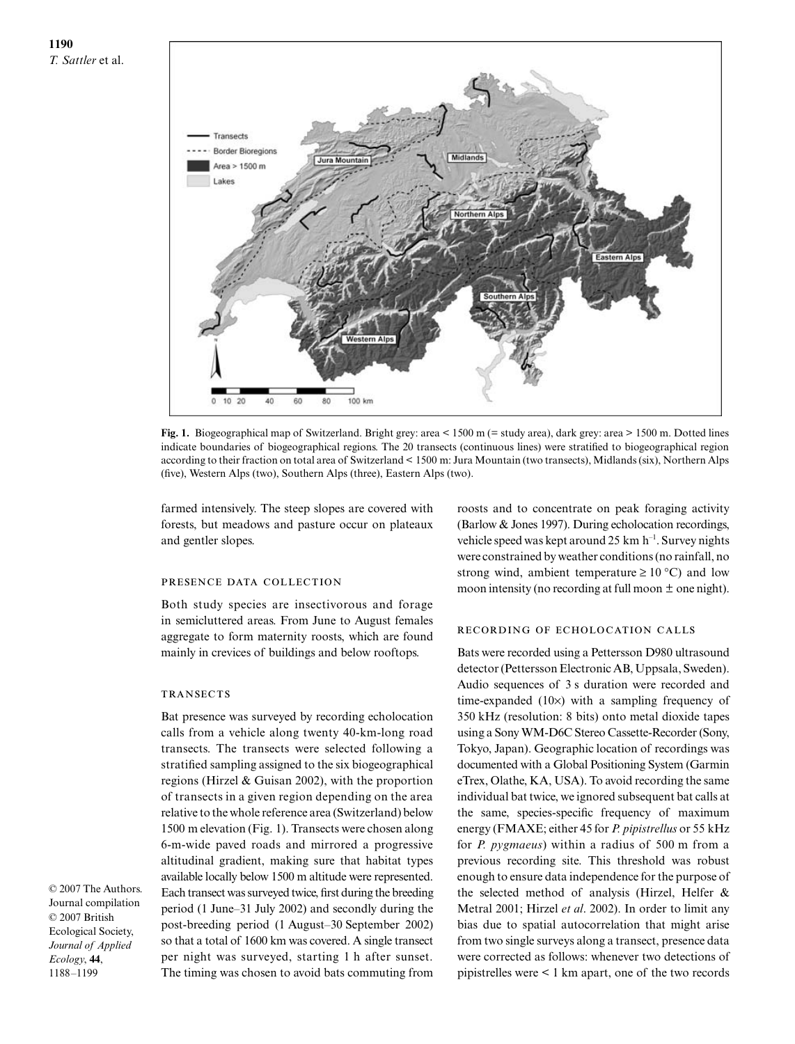**Fig. 1.** Biogeographical map of Switzerland. Bright grey: area < 1500 m (= study area), dark grey: area > 1500 m. Dotted lines indicate boundaries of biogeographical regions. The 20 transects (continuous lines) were stratified to biogeographical region according to their fraction on total area of Switzerland < 1500 m: Jura Mountain (two transects), Midlands (six), Northern Alps (five), Western Alps (two), Southern Alps (three), Eastern Alps (two).

farmed intensively. The steep slopes are covered with forests, but meadows and pasture occur on plateaux and gentler slopes.

### Presence data collection

Both study species are insectivorous and forage in semicluttered areas. From June to August females aggregate to form maternity roosts, which are found mainly in crevices of buildings and below rooftops.

### Transects

Bat presence was surveyed by recording echolocation calls from a vehicle along twenty 40-km-long road transects. The transects were selected following a stratified sampling assigned to the six biogeographical regions (Hirzel & Guisan 2002), with the proportion of transects in a given region depending on the area relative to the whole reference area (Switzerland) below 1500 m elevation (Fig. 1). Transects were chosen along 6-m-wide paved roads and mirrored a progressive altitudinal gradient, making sure that habitat types available locally below 1500 m altitude were represented. Each transect was surveyed twice, first during the breeding period (1 June–31 July 2002) and secondly during the post-breeding period (1 August–30 September 2002) so that a total of 1600 km was covered. A single transect per night was surveyed, starting 1 h after sunset. The timing was chosen to avoid bats commuting from roosts and to concentrate on peak foraging activity (Barlow & Jones 1997). During echolocation recordings, vehicle speed was kept around 25 km $h^{-1}$. Survey nights were constrained by weather conditions (no rainfall, no strong wind, ambient temperature $\geq 10$ °C) and low moon intensity (no recording at full moon ± one night).

### Recording of echolocation calls

Bats were recorded using a Pettersson D980 ultrasound detector (Pettersson Electronic AB, Uppsala, Sweden). Audio sequences of 3 s duration were recorded and time-expanded (10×) with a sampling frequency of 350 kHz (resolution: 8 bits) onto metal dioxide tapes using a Sony WM-D6C Stereo Cassette-Recorder (Sony, Tokyo, Japan). Geographic location of recordings was documented with a Global Positioning System (Garmin eTrex, Olathe, KA, USA). To avoid recording the same individual bat twice, we ignored subsequent bat calls at the same, species-specific frequency of maximum energy (FMAXE; either 45 for *P. pipistrellus* or 55 kHz for *P. pygmaeus*) within a radius of 500 m from a previous recording site. This threshold was robust enough to ensure data independence for the purpose of the selected method of analysis (Hirzel, Helfer & Metral 2001; Hirzel *et al*. 2002). In order to limit any bias due to spatial autocorrelation that might arise from two single surveys along a transect, presence data were corrected as follows: whenever two detections of pipistrelles were < 1 km apart, one of the two records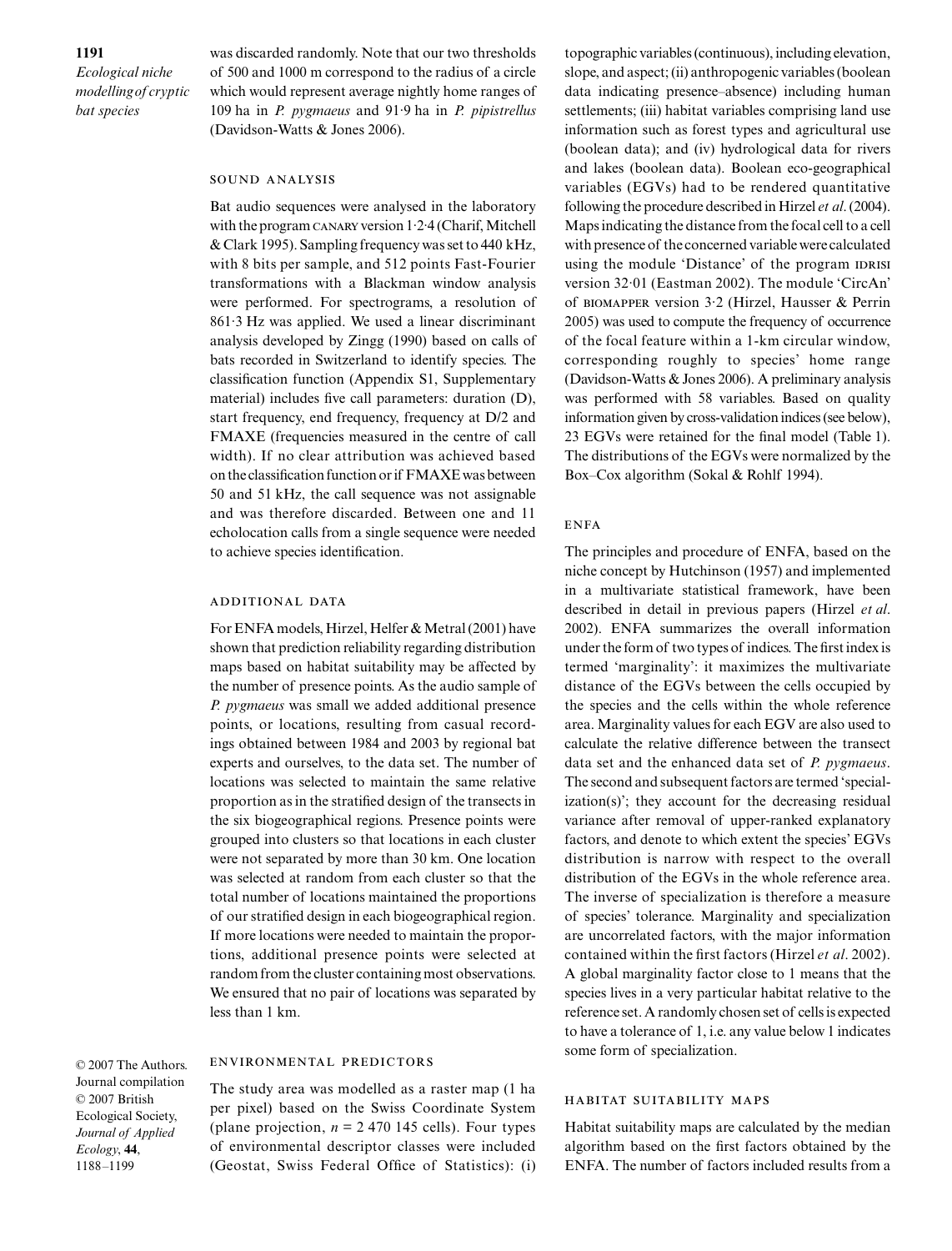was discarded randomly. Note that our two thresholds of 500 and 1000 m correspond to the radius of a circle which would represent average nightly home ranges of 109 ha in *P. pygmaeus* and 91·9 ha in *P. pipistrellus* (Davidson-Watts & Jones 2006).

### SOUND ANALYSIS

Bat audio sequences were analysed in the laboratory with the program CANARY version 1·2·4 (Charif, Mitchell & Clark 1995). Sampling frequency was set to 440 kHz, with 8 bits per sample, and 512 points Fast-Fourier transformations with a Blackman window analysis were performed. For spectrograms, a resolution of 861·3 Hz was applied. We used a linear discriminant analysis developed by Zingg (1990) based on calls of bats recorded in Switzerland to identify species. The classification function (Appendix S1, Supplementary material) includes five call parameters: duration (D), start frequency, end frequency, frequency at D/2 and FMAXE (frequencies measured in the centre of call width). If no clear attribution was achieved based on the classification function or if FMAXE was between 50 and 51 kHz, the call sequence was not assignable and was therefore discarded. Between one and 11 echolocation calls from a single sequence were needed to achieve species identification.

### ADDITIONAL DATA

For ENFA models, Hirzel, Helfer & Metral (2001) have shown that prediction reliability regarding distribution maps based on habitat suitability may be affected by the number of presence points. As the audio sample of *P. pygmaeus* was small we added additional presence points, or locations, resulting from casual recordings obtained between 1984 and 2003 by regional bat experts and ourselves, to the data set. The number of locations was selected to maintain the same relative proportion as in the stratified design of the transects in the six biogeographical regions. Presence points were grouped into clusters so that locations in each cluster were not separated by more than 30 km. One location was selected at random from each cluster so that the total number of locations maintained the proportions of our stratified design in each biogeographical region. If more locations were needed to maintain the proportions, additional presence points were selected at random from the cluster containing most observations. We ensured that no pair of locations was separated by less than 1 km.

### ENVIRONMENTAL PREDICTORS

The study area was modelled as a raster map (1 ha per pixel) based on the Swiss Coordinate System (plane projection, $n = 2\,470\,145$ cells). Four types of environmental descriptor classes were included (Geostat, Swiss Federal Office of Statistics): (i) topographic variables (continuous), including elevation, slope, and aspect; (ii) anthropogenic variables (boolean data indicating presence–absence) including human settlements; (iii) habitat variables comprising land use information such as forest types and agricultural use (boolean data); and (iv) hydrological data for rivers and lakes (boolean data). Boolean eco-geographical variables (EGVs) had to be rendered quantitative following the procedure described in Hirzel *et al*. (2004). Maps indicating the distance from the focal cell to a cell with presence of the concerned variable were calculated using the module 'Distance' of the program IDRISI version 32·01 (Eastman 2002). The module 'CircAn' of BIOMAPPER version 3·2 (Hirzel, Hausser & Perrin 2005) was used to compute the frequency of occurrence of the focal feature within a 1-km circular window, corresponding roughly to species' home range (Davidson-Watts & Jones 2006). A preliminary analysis was performed with 58 variables. Based on quality information given by cross-validation indices (see below), 23 EGVs were retained for the final model (Table 1). The distributions of the EGVs were normalized by the Box–Cox algorithm (Sokal & Rohlf 1994).

### ENFA

The principles and procedure of ENFA, based on the niche concept by Hutchinson (1957) and implemented in a multivariate statistical framework, have been described in detail in previous papers (Hirzel *et al*. 2002). ENFA summarizes the overall information under the form of two types of indices. The first index is termed 'marginality': it maximizes the multivariate distance of the EGVs between the cells occupied by the species and the cells within the whole reference area. Marginality values for each EGV are also used to calculate the relative difference between the transect data set and the enhanced data set of *P. pygmaeus*. The second and subsequent factors are termed 'specialization(s)'; they account for the decreasing residual variance after removal of upper-ranked explanatory factors, and denote to which extent the species' EGVs distribution is narrow with respect to the overall distribution of the EGVs in the whole reference area. The inverse of specialization is therefore a measure of species' tolerance. Marginality and specialization are uncorrelated factors, with the major information contained within the first factors (Hirzel *et al*. 2002). A global marginality factor close to 1 means that the species lives in a very particular habitat relative to the reference set. A randomly chosen set of cells is expected to have a tolerance of 1, i.e. any value below 1 indicates some form of specialization.

### HABITAT SUITABILITY MAPS

Habitat suitability maps are calculated by the median algorithm based on the first factors obtained by the ENFA. The number of factors included results from a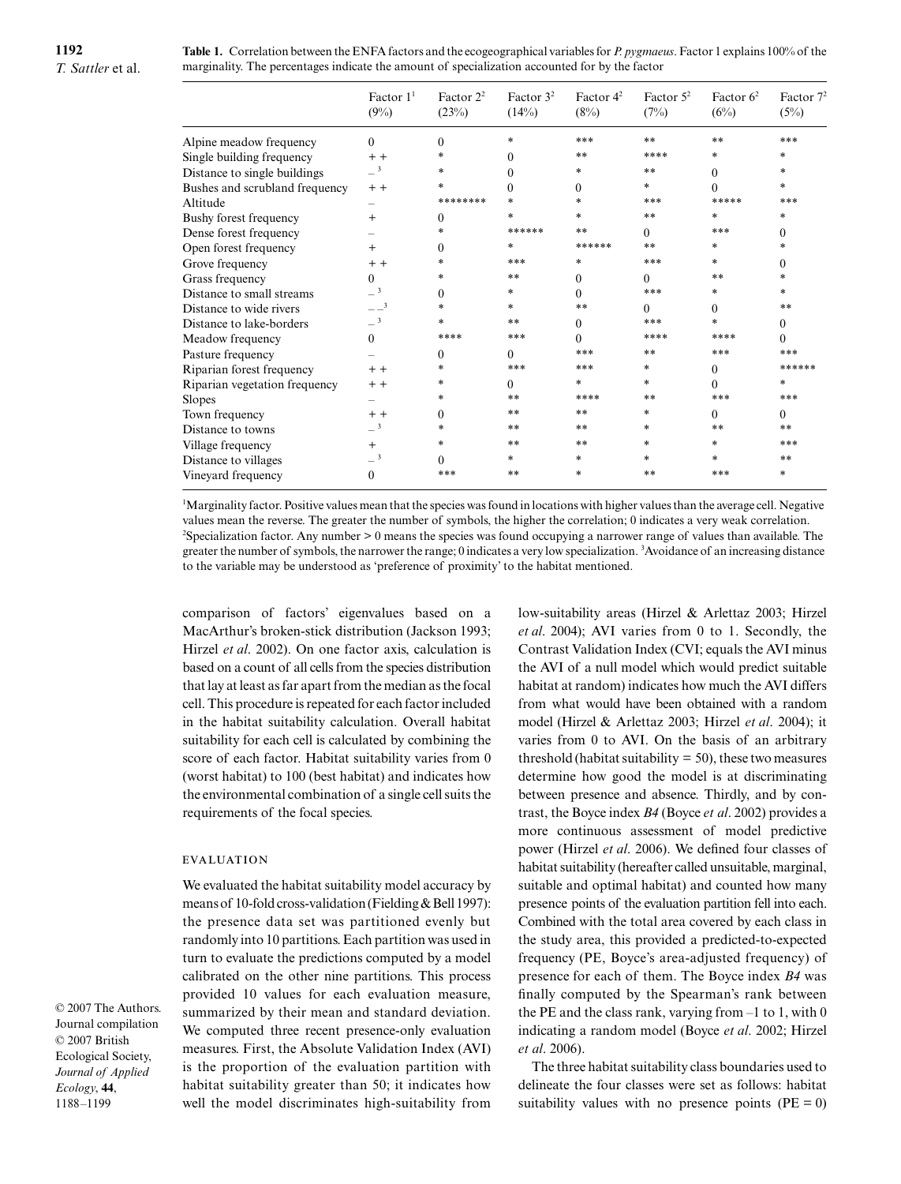**Table 1.** Correlation between the ENFA factors and the ecogeographical variables for *P. pygmaeus*. Factor 1 explains 100% of the marginality. The percentages indicate the amount of specialization accounted for by the factor

| | Factor 1[1] (9%) | Factor 2[2] (23%) | Factor 3[2] (14%) | Factor 4[2] (8%) | Factor 5[2] (7%) | Factor 6[2] (6%) | Factor 7[2] (5%) |
|---|---|---|---|---|---|---|---|
| Alpine meadow frequency | 0 | 0 | * | *** | ** | ** | *** |
| Single building frequency | + + | * | 0 | ** | **** | * | * |
| Distance to single buildings | –[3] | * | 0 | * | ** | 0 | * |
| Bushes and scrubland frequency | + + | * | 0 | 0 | * | 0 | * |
| Altitude | – | ******** | * | * | *** | ***** | *** |
| Bushy forest frequency | + | 0 | * | * | ** | * | * |
| Dense forest frequency | – | * | ****** | ** | 0 | *** | 0 |
| Open forest frequency | + | 0 | * | ****** | ** | * | * |
| Grove frequency | + + | * | *** | * | *** | * | 0 |
| Grass frequency | 0 | * | ** | 0 | 0 | ** | * |
| Distance to small streams | –[3] | 0 | * | 0 | *** | * | * |
| Distance to wide rivers | – –[3] | * | * | ** | 0 | 0 | ** |
| Distance to lake-borders | –[3] | * | ** | 0 | *** | * | 0 |
| Meadow frequency | 0 | **** | *** | 0 | **** | **** | 0 |
| Pasture frequency | – | 0 | 0 | *** | ** | *** | *** |
| Riparian forest frequency | + + | * | *** | *** | * | 0 | ****** |
| Riparian vegetation frequency | + + | * | 0 | * | * | 0 | * |
| Slopes | – | * | ** | **** | ** | *** | *** |
| Town frequency | + + | 0 | ** | ** | * | 0 | 0 |
| Distance to towns | –[3] | * | ** | ** | * | ** | ** |
| Village frequency | + | * | ** | ** | * | * | *** |
| Distance to villages | –[3] | 0 | * | * | * | * | ** |
| Vineyard frequency | 0 | *** | ** | * | ** | *** | * |

[1]Marginality factor. Positive values mean that the species was found in locations with higher values than the average cell. Negative values mean the reverse. The greater the number of symbols, the higher the correlation; 0 indicates a very weak correlation. [2]Specialization factor. Any number > 0 means the species was found occupying a narrower range of values than available. The greater the number of symbols, the narrower the range; 0 indicates a very low specialization. [3]Avoidance of an increasing distance to the variable may be understood as 'preference of proximity' to the habitat mentioned.

comparison of factors' eigenvalues based on a MacArthur's broken-stick distribution (Jackson 1993; Hirzel *et al*. 2002). On one factor axis, calculation is based on a count of all cells from the species distribution that lay at least as far apart from the median as the focal cell. This procedure is repeated for each factor included in the habitat suitability calculation. Overall habitat suitability for each cell is calculated by combining the score of each factor. Habitat suitability varies from 0 (worst habitat) to 100 (best habitat) and indicates how the environmental combination of a single cell suits the requirements of the focal species.

### EVALUATION

We evaluated the habitat suitability model accuracy by means of 10-fold cross-validation (Fielding & Bell 1997): the presence data set was partitioned evenly but randomly into 10 partitions. Each partition was used in turn to evaluate the predictions computed by a model calibrated on the other nine partitions. This process provided 10 values for each evaluation measure, summarized by their mean and standard deviation. We computed three recent presence-only evaluation measures. First, the Absolute Validation Index (AVI) is the proportion of the evaluation partition with habitat suitability greater than 50; it indicates how well the model discriminates high-suitability from low-suitability areas (Hirzel & Arlettaz 2003; Hirzel *et al*. 2004); AVI varies from 0 to 1. Secondly, the Contrast Validation Index (CVI; equals the AVI minus the AVI of a null model which would predict suitable habitat at random) indicates how much the AVI differs from what would have been obtained with a random model (Hirzel & Arlettaz 2003; Hirzel *et al*. 2004); it varies from 0 to AVI. On the basis of an arbitrary threshold (habitat suitability = 50), these two measures determine how good the model is at discriminating between presence and absence. Thirdly, and by contrast, the Boyce index *B4* (Boyce *et al*. 2002) provides a more continuous assessment of model predictive power (Hirzel *et al*. 2006). We defined four classes of habitat suitability (hereafter called unsuitable, marginal, suitable and optimal habitat) and counted how many presence points of the evaluation partition fell into each. Combined with the total area covered by each class in the study area, this provided a predicted-to-expected frequency (PE, Boyce's area-adjusted frequency) of presence for each of them. The Boyce index *B4* was finally computed by the Spearman's rank between the PE and the class rank, varying from –1 to 1, with 0 indicating a random model (Boyce *et al*. 2002; Hirzel *et al*. 2006).

The three habitat suitability class boundaries used to delineate the four classes were set as follows: habitat suitability values with no presence points (PE = 0)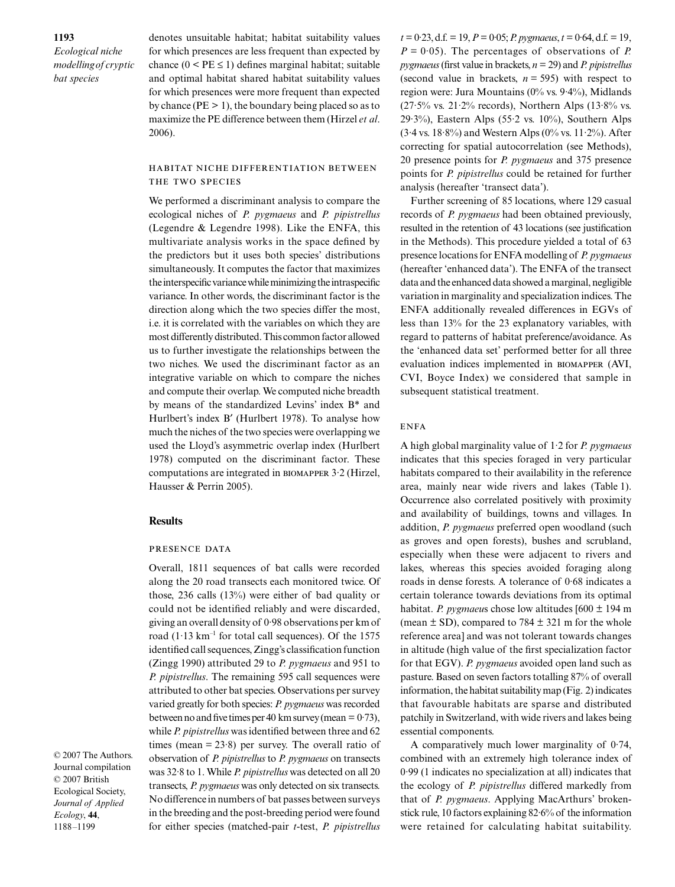denotes unsuitable habitat; habitat suitability values for which presences are less frequent than expected by chance ($0 < PE \leq 1$) defines marginal habitat; suitable and optimal habitat shared habitat suitability values for which presences were more frequent than expected by chance ($PE > 1$), the boundary being placed so as to maximize the PE difference between them (Hirzel *et al*. 2006).

### HABITAT NICHE DIFFERENTIATION BETWEEN THE TWO SPECIES

We performed a discriminant analysis to compare the ecological niches of *P. pygmaeus* and *P. pipistrellus* (Legendre & Legendre 1998). Like the ENFA, this multivariate analysis works in the space defined by the predictors but it uses both species' distributions simultaneously. It computes the factor that maximizes the interspecific variance while minimizing the intraspecific variance. In other words, the discriminant factor is the direction along which the two species differ the most, i.e. it is correlated with the variables on which they are most differently distributed. This common factor allowed us to further investigate the relationships between the two niches. We used the discriminant factor as an integrative variable on which to compare the niches and compute their overlap. We computed niche breadth by means of the standardized Levins' index B* and Hurlbert's index B′ (Hurlbert 1978). To analyse how much the niches of the two species were overlapping we used the Lloyd's asymmetric overlap index (Hurlbert 1978) computed on the discriminant factor. These computations are integrated in BIOMAPPER 3·2 (Hirzel, Hausser & Perrin 2005).

## Results

### PRESENCE DATA

Overall, 1811 sequences of bat calls were recorded along the 20 road transects each monitored twice. Of those, 236 calls (13%) were either of bad quality or could not be identified reliably and were discarded, giving an overall density of 0·98 observations per km of road (1·13 $km^{-1}$ for total call sequences). Of the 1575 identified call sequences, Zingg's classification function (Zingg 1990) attributed 29 to *P. pygmaeus* and 951 to *P. pipistrellus*. The remaining 595 call sequences were attributed to other bat species. Observations per survey varied greatly for both species: *P. pygmaeus* was recorded between no and five times per 40 km survey (mean = 0·73), while *P. pipistrellus* was identified between three and 62 times (mean = 23·8) per survey. The overall ratio of observation of *P. pipistrellus* to *P. pygmaeus* on transects was 32·8 to 1. While *P. pipistrellus* was detected on all 20 transects, *P. pygmaeus* was only detected on six transects. No difference in numbers of bat passes between surveys in the breeding and the post-breeding period were found for either species (matched-pair $t$-test, *P. pipistrellus* $t = 0·23$, d.f. = 19, $P = 0·05$; *P. pygmaeus*, $t = 0·64$, d.f. = 19, $P = 0·05$). The percentages of observations of *P. pygmaeus* (first value in brackets, $n = 29$) and *P. pipistrellus* (second value in brackets, $n = 595$) with respect to region were: Jura Mountains (0% vs. 9·4%), Midlands (27·5% vs. 21·2% records), Northern Alps (13·8% vs. 29·3%), Eastern Alps (55·2 vs. 10%), Southern Alps (3·4 vs. 18·8%) and Western Alps (0% vs. 11·2%). After correcting for spatial autocorrelation (see Methods), 20 presence points for *P. pygmaeus* and 375 presence points for *P. pipistrellus* could be retained for further analysis (hereafter 'transect data').

Further screening of 85 locations, where 129 casual records of *P. pygmaeus* had been obtained previously, resulted in the retention of 43 locations (see justification in the Methods). This procedure yielded a total of 63 presence locations for ENFA modelling of *P. pygmaeus* (hereafter 'enhanced data'). The ENFA of the transect data and the enhanced data showed a marginal, negligible variation in marginality and specialization indices. The ENFA additionally revealed differences in EGVs of less than 13% for the 23 explanatory variables, with regard to patterns of habitat preference/avoidance. As the 'enhanced data set' performed better for all three evaluation indices implemented in BIOMAPPER (AVI, CVI, Boyce Index) we considered that sample in subsequent statistical treatment.

### ENFA

A high global marginality value of 1·2 for *P. pygmaeus* indicates that this species foraged in very particular habitats compared to their availability in the reference area, mainly near wide rivers and lakes (Table 1). Occurrence also correlated positively with proximity and availability of buildings, towns and villages. In addition, *P. pygmaeus* preferred open woodland (such as groves and open forests), bushes and scrubland, especially when these were adjacent to rivers and lakes, whereas this species avoided foraging along roads in dense forests. A tolerance of 0·68 indicates a certain tolerance towards deviations from its optimal habitat. *P. pygmaeus* chose low altitudes [600 ± 194 m (mean ± SD), compared to 784 ± 321 m for the whole reference area] and was not tolerant towards changes in altitude (high value of the first specialization factor for that EGV). *P. pygmaeus* avoided open land such as pasture. Based on seven factors totalling 87% of overall information, the habitat suitability map (Fig. 2) indicates that favourable habitats are sparse and distributed patchily in Switzerland, with wide rivers and lakes being essential components.

A comparatively much lower marginality of 0·74, combined with an extremely high tolerance index of 0·99 (1 indicates no specialization at all) indicates that the ecology of *P. pipistrellus* differed markedly from that of *P. pygmaeus*. Applying MacArthurs' broken-stick rule, 10 factors explaining 82·6% of the information were retained for calculating habitat suitability.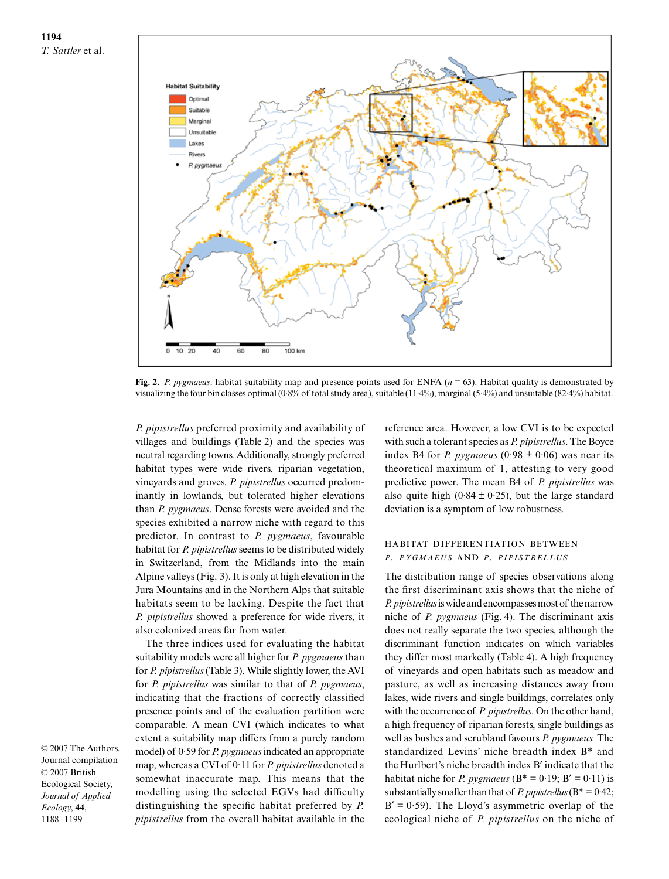**Fig. 2.** *P. pygmaeus*: habitat suitability map and presence points used for ENFA ($n = 63$). Habitat quality is demonstrated by visualizing the four bin classes optimal (0·8% of total study area), suitable (11·4%), marginal (5·4%) and unsuitable (82·4%) habitat.

*P. pipistrellus* preferred proximity and availability of villages and buildings (Table 2) and the species was neutral regarding towns. Additionally, strongly preferred habitat types were wide rivers, riparian vegetation, vineyards and groves. *P. pipistrellus* occurred predominantly in lowlands, but tolerated higher elevations than *P. pygmaeus*. Dense forests were avoided and the species exhibited a narrow niche with regard to this predictor. In contrast to *P. pygmaeus*, favourable habitat for *P. pipistrellus* seems to be distributed widely in Switzerland, from the Midlands into the main Alpine valleys (Fig. 3). It is only at high elevation in the Jura Mountains and in the Northern Alps that suitable habitats seem to be lacking. Despite the fact that *P. pipistrellus* showed a preference for wide rivers, it also colonized areas far from water.

The three indices used for evaluating the habitat suitability models were all higher for *P. pygmaeus* than for *P. pipistrellus* (Table 3). While slightly lower, the AVI for *P. pipistrellus* was similar to that of *P. pygmaeus*, indicating that the fractions of correctly classified presence points and of the evaluation partition were comparable. A mean CVI (which indicates to what extent a suitability map differs from a purely random model) of 0·59 for *P. pygmaeus* indicated an appropriate map, whereas a CVI of 0·11 for *P. pipistrellus* denoted a somewhat inaccurate map. This means that the modelling using the selected EGVs had difficulty distinguishing the specific habitat preferred by *P. pipistrellus* from the overall habitat available in the reference area. However, a low CVI is to be expected with such a tolerant species as *P. pipistrellus*. The Boyce index B4 for *P. pygmaeus* (0·98 ± 0·06) was near its theoretical maximum of 1, attesting to very good predictive power. The mean B4 of *P. pipistrellus* was also quite high (0·84 ± 0·25), but the large standard deviation is a symptom of low robustness.

## HABITAT DIFFERENTIATION BETWEEN *P. PYGMAEUS* AND *P. PIPISTRELLUS*

The distribution range of species observations along the first discriminant axis shows that the niche of *P. pipistrellus* is wide and encompasses most of the narrow niche of *P. pygmaeus* (Fig. 4). The discriminant axis does not really separate the two species, although the canonical discriminant function indicates on which variables they differ most markedly (Table 4). A high frequency of vineyards and open habitats such as meadow and pasture, as well as increasing distances away from lakes, wide rivers and single buildings, correlates only with the occurrence of *P. pipistrellus*. On the other hand, a high frequency of riparian forests, single buildings as well as bushes and scrubland favours *P. pygmaeus*. The standardized Levins' niche breadth index B* and the Hurlbert's niche breadth index B′ indicate that the habitat niche for *P. pygmaeus* (B* = 0·19; B′ = 0·11) is substantially smaller than that of *P. pipistrellus* (B* = 0·42; B′ = 0·59). The Lloyd's asymmetric overlap of the ecological niche of *P. pipistrellus* on the niche of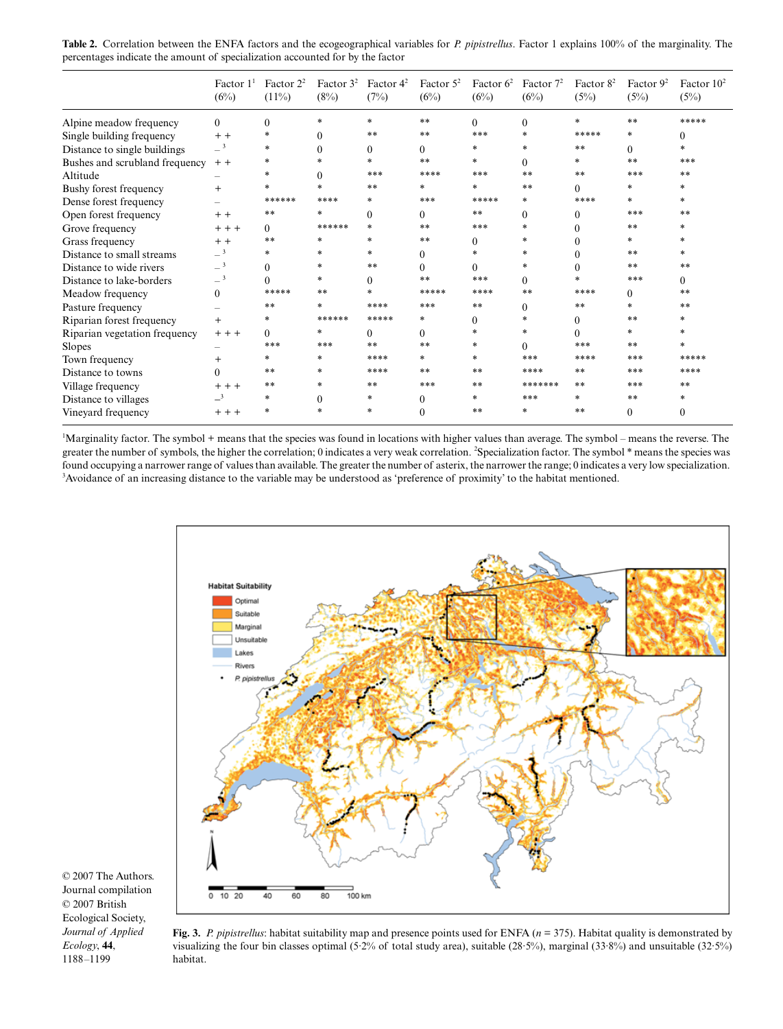**Table 2.** Correlation between the ENFA factors and the ecogeographical variables for *P. pipistrellus*. Factor 1 explains 100% of the marginality. The percentages indicate the amount of specialization accounted for by the factor

| | Factor 1[1] (6%) | Factor 2[2] (11%) | Factor 3[2] (8%) | Factor 4[2] (7%) | Factor 5[2] (6%) | Factor 6[2] (6%) | Factor 7[2] (6%) | Factor 8[2] (5%) | Factor 9[2] (5%) | Factor 10[2] (5%) |
|---|---|---|---|---|---|---|---|---|---|---|
| Alpine meadow frequency | 0 | 0 | * | * | ** | 0 | 0 | * | ** | ***** |
| Single building frequency | + + | * | 0 | ** | ** | *** | * | ***** | * | 0 |
| Distance to single buildings | –[3] | * | 0 | 0 | 0 | * | * | ** | 0 | * |
| Bushes and scrubland frequency | + + | * | * | * | ** | * | 0 | * | ** | *** |
| Altitude | – | * | 0 | *** | **** | *** | ** | ** | *** | ** |
| Bushy forest frequency | + | * | * | ** | * | * | ** | 0 | * | * |
| Dense forest frequency | – | ****** | **** | * | *** | ***** | * | **** | * | * |
| Open forest frequency | + + | ** | * | 0 | 0 | ** | 0 | 0 | *** | ** |
| Grove frequency | + + + | 0 | ****** | * | ** | *** | * | 0 | ** | * |
| Grass frequency | + + | ** | * | * | ** | 0 | * | 0 | * | * |
| Distance to small streams | –[3] | * | * | * | 0 | * | * | 0 | ** | * |
| Distance to wide rivers | –[3] | 0 | * | ** | 0 | 0 | * | 0 | ** | ** |
| Distance to lake-borders | –[3] | 0 | * | 0 | ** | *** | 0 | * | *** | 0 |
| Meadow frequency | 0 | ***** | ** | * | ***** | **** | ** | **** | 0 | ** |
| Pasture frequency | – | ** | * | **** | *** | ** | 0 | ** | * | ** |
| Riparian forest frequency | + | * | ****** | ***** | * | 0 | * | 0 | ** | * |
| Riparian vegetation frequency | + + + | 0 | * | 0 | 0 | * | * | 0 | * | * |
| Slopes | – | *** | *** | ** | ** | * | 0 | *** | ** | * |
| Town frequency | + | * | * | **** | * | * | *** | **** | *** | ***** |
| Distance to towns | 0 | ** | * | **** | ** | ** | **** | ** | *** | **** |
| Village frequency | + + + | ** | * | ** | *** | ** | ******* | ** | *** | ** |
| Distance to villages | –[3] | * | 0 | * | 0 | * | *** | * | ** | * |
| Vineyard frequency | + + + | * | * | * | 0 | ** | * | ** | 0 | 0 |

[1]Marginality factor. The symbol + means that the species was found in locations with higher values than average. The symbol – means the reverse. The greater the number of symbols, the higher the correlation; 0 indicates a very weak correlation. [2]Specialization factor. The symbol * means the species was found occupying a narrower range of values than available. The greater the number of asterix, the narrower the range; 0 indicates a very low specialization. [3]Avoidance of an increasing distance to the variable may be understood as 'preference of proximity' to the habitat mentioned.

**Fig. 3.** *P. pipistrellus*: habitat suitability map and presence points used for ENFA ($n$ = 375). Habitat quality is demonstrated by visualizing the four bin classes optimal (5·2% of total study area), suitable (28·5%), marginal (33·8%) and unsuitable (32·5%) habitat.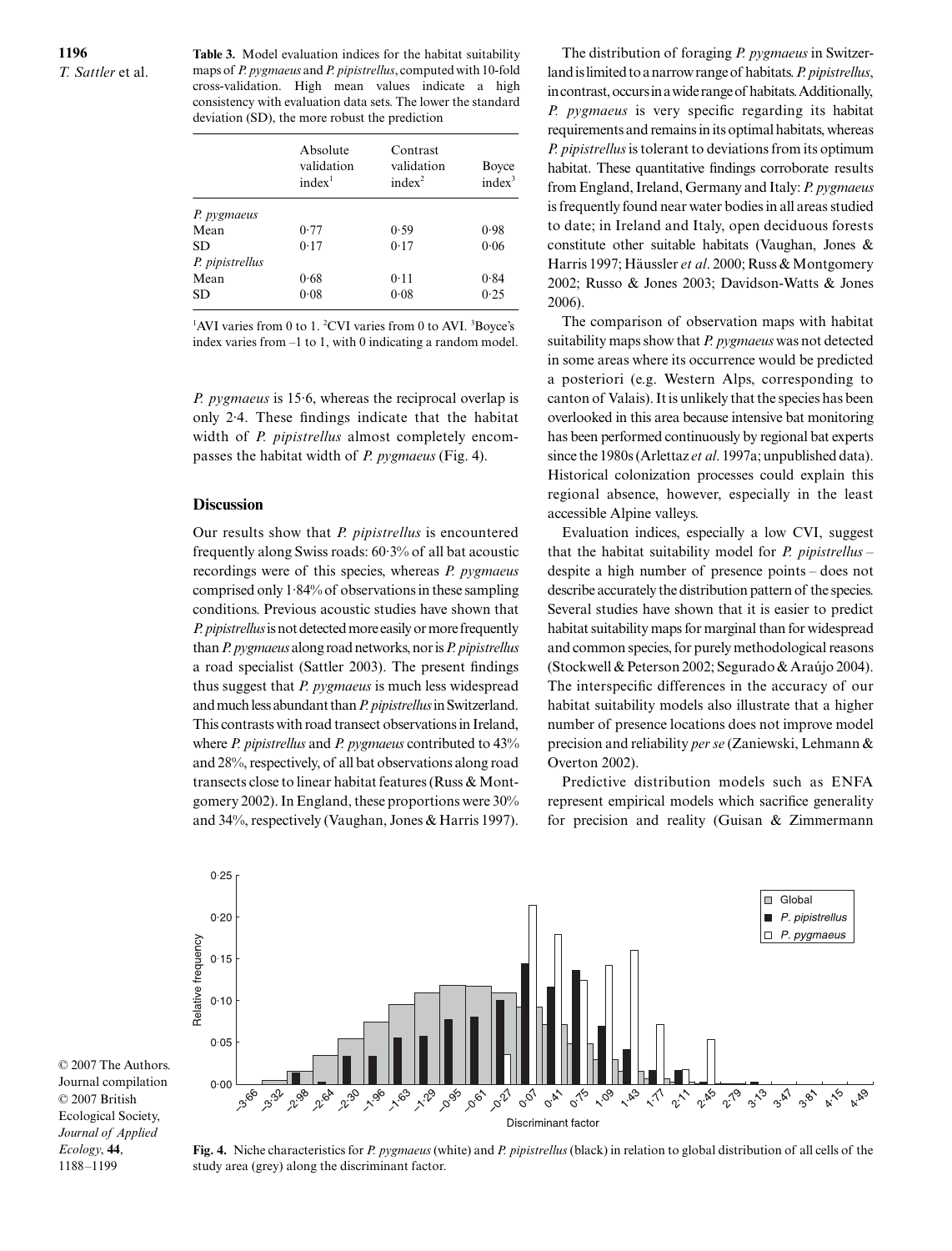**Table 3.** Model evaluation indices for the habitat suitability maps of *P. pygmaeus* and *P. pipistrellus*, computed with 10-fold cross-validation. High mean values indicate a high consistency with evaluation data sets. The lower the standard deviation (SD), the more robust the prediction

| | Absolute validation index[1] | Contrast validation index[2] | Boyce index[3] |
|---|---|---|---|
| *P. pygmaeus* | | | |
| Mean | 0·77 | 0·59 | 0·98 |
| SD | 0·17 | 0·17 | 0·06 |
| *P. pipistrellus* | | | |
| Mean | 0·68 | 0·11 | 0·84 |
| SD | 0·08 | 0·08 | 0·25 |

[1]AVI varies from 0 to 1. [2]CVI varies from 0 to AVI. [3]Boyce's index varies from –1 to 1, with 0 indicating a random model.

*P. pygmaeus* is 15·6, whereas the reciprocal overlap is only 2·4. These findings indicate that the habitat width of *P. pipistrellus* almost completely encompasses the habitat width of *P. pygmaeus* (Fig. 4).

## Discussion

Our results show that *P. pipistrellus* is encountered frequently along Swiss roads: 60·3% of all bat acoustic recordings were of this species, whereas *P. pygmaeus* comprised only 1·84% of observations in these sampling conditions. Previous acoustic studies have shown that *P. pipistrellus* is not detected more easily or more frequently than *P. pygmaeus* along road networks, nor is *P. pipistrellus* a road specialist (Sattler 2003). The present findings thus suggest that *P. pygmaeus* is much less widespread and much less abundant than *P. pipistrellus* in Switzerland. This contrasts with road transect observations in Ireland, where *P. pipistrellus* and *P. pygmaeus* contributed to 43% and 28%, respectively, of all bat observations along road transects close to linear habitat features (Russ & Montgomery 2002). In England, these proportions were 30% and 34%, respectively (Vaughan, Jones & Harris 1997).

The distribution of foraging *P. pygmaeus* in Switzerland is limited to a narrow range of habitats. *P. pipistrellus*, in contrast, occurs in a wide range of habitats. Additionally, *P. pygmaeus* is very specific regarding its habitat requirements and remains in its optimal habitats, whereas *P. pipistrellus* is tolerant to deviations from its optimum habitat. These quantitative findings corroborate results from England, Ireland, Germany and Italy: *P. pygmaeus* is frequently found near water bodies in all areas studied to date; in Ireland and Italy, open deciduous forests constitute other suitable habitats (Vaughan, Jones & Harris 1997; Häussler *et al*. 2000; Russ & Montgomery 2002; Russo & Jones 2003; Davidson-Watts & Jones 2006).

The comparison of observation maps with habitat suitability maps show that *P. pygmaeus* was not detected in some areas where its occurrence would be predicted a posteriori (e.g. Western Alps, corresponding to canton of Valais). It is unlikely that the species has been overlooked in this area because intensive bat monitoring has been performed continuously by regional bat experts since the 1980s (Arlettaz *et al*. 1997a; unpublished data). Historical colonization processes could explain this regional absence, however, especially in the least accessible Alpine valleys.

Evaluation indices, especially a low CVI, suggest that the habitat suitability model for *P. pipistrellus* – despite a high number of presence points – does not describe accurately the distribution pattern of the species. Several studies have shown that it is easier to predict habitat suitability maps for marginal than for widespread and common species, for purely methodological reasons (Stockwell & Peterson 2002; Segurado & Araújo 2004). The interspecific differences in the accuracy of our habitat suitability models also illustrate that a higher number of presence locations does not improve model precision and reliability *per se* (Zaniewski, Lehmann & Overton 2002).

Predictive distribution models such as ENFA represent empirical models which sacrifice generality for precision and reality (Guisan & Zimmermann

**Fig. 4.** Niche characteristics for *P. pygmaeus* (white) and *P. pipistrellus* (black) in relation to global distribution of all cells of the study area (grey) along the discriminant factor.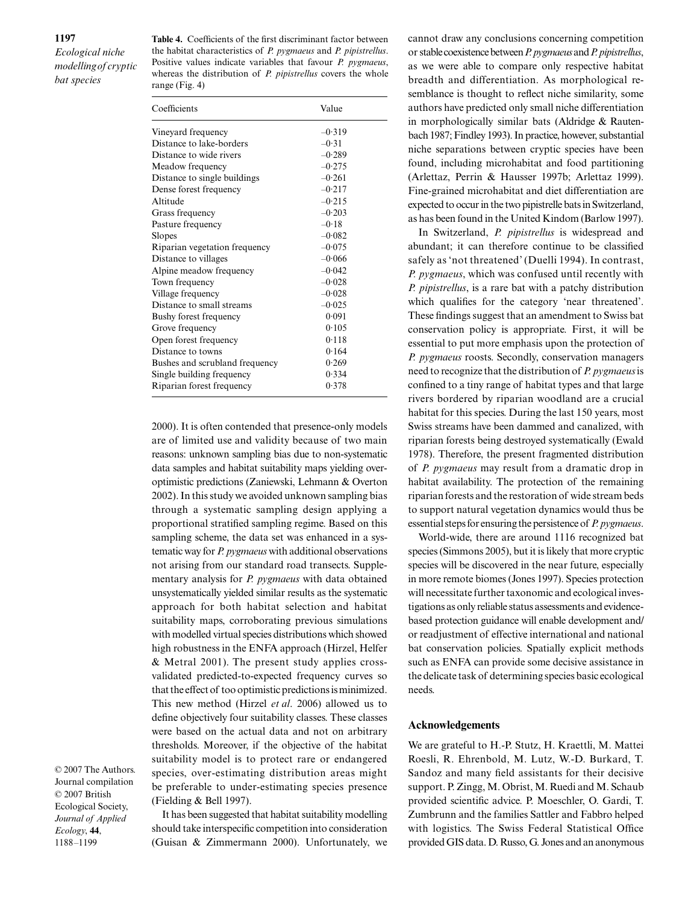**Table 4.** Coefficients of the first discriminant factor between the habitat characteristics of *P. pygmaeus* and *P. pipistrellus*. Positive values indicate variables that favour *P. pygmaeus*, whereas the distribution of *P. pipistrellus* covers the whole range (Fig. 4)

| Coefficients | Value |
|---|---|
| Vineyard frequency | –0·319 |
| Distance to lake-borders | –0·31 |
| Distance to wide rivers | –0·289 |
| Meadow frequency | –0·275 |
| Distance to single buildings | –0·261 |
| Dense forest frequency | –0·217 |
| Altitude | –0·215 |
| Grass frequency | –0·203 |
| Pasture frequency | –0·18 |
| Slopes | –0·082 |
| Riparian vegetation frequency | –0·075 |
| Distance to villages | –0·066 |
| Alpine meadow frequency | –0·042 |
| Town frequency | –0·028 |
| Village frequency | –0·028 |
| Distance to small streams | –0·025 |
| Bushy forest frequency | 0·091 |
| Grove frequency | 0·105 |
| Open forest frequency | 0·118 |
| Distance to towns | 0·164 |
| Bushes and scrubland frequency | 0·269 |
| Single building frequency | 0·334 |
| Riparian forest frequency | 0·378 |

2000). It is often contended that presence-only models are of limited use and validity because of two main reasons: unknown sampling bias due to non-systematic data samples and habitat suitability maps yielding over-optimistic predictions (Zaniewski, Lehmann & Overton 2002). In this study we avoided unknown sampling bias through a systematic sampling design applying a proportional stratified sampling regime. Based on this sampling scheme, the data set was enhanced in a systematic way for *P. pygmaeus* with additional observations not arising from our standard road transects. Supplementary analysis for *P. pygmaeus* with data obtained unsystematically yielded similar results as the systematic approach for both habitat selection and habitat suitability maps, corroborating previous simulations with modelled virtual species distributions which showed high robustness in the ENFA approach (Hirzel, Helfer & Metral 2001). The present study applies cross-validated predicted-to-expected frequency curves so that the effect of too optimistic predictions is minimized. This new method (Hirzel *et al*. 2006) allowed us to define objectively four suitability classes. These classes were based on the actual data and not on arbitrary thresholds. Moreover, if the objective of the habitat suitability model is to protect rare or endangered species, over-estimating distribution areas might be preferable to under-estimating species presence (Fielding & Bell 1997).

It has been suggested that habitat suitability modelling should take interspecific competition into consideration (Guisan & Zimmermann 2000). Unfortunately, we cannot draw any conclusions concerning competition or stable coexistence between *P. pygmaeus* and *P. pipistrellus*, as we were able to compare only respective habitat breadth and differentiation. As morphological resemblance is thought to reflect niche similarity, some authors have predicted only small niche differentiation in morphologically similar bats (Aldridge & Rautenbach 1987; Findley 1993). In practice, however, substantial niche separations between cryptic species have been found, including microhabitat and food partitioning (Arlettaz, Perrin & Hausser 1997b; Arlettaz 1999). Fine-grained microhabitat and diet differentiation are expected to occur in the two pipistrelle bats in Switzerland, as has been found in the United Kindom (Barlow 1997).

In Switzerland, *P. pipistrellus* is widespread and abundant; it can therefore continue to be classified safely as 'not threatened' (Duelli 1994). In contrast, *P. pygmaeus*, which was confused until recently with *P. pipistrellus*, is a rare bat with a patchy distribution which qualifies for the category 'near threatened'. These findings suggest that an amendment to Swiss bat conservation policy is appropriate. First, it will be essential to put more emphasis upon the protection of *P. pygmaeus* roosts. Secondly, conservation managers need to recognize that the distribution of *P. pygmaeus* is confined to a tiny range of habitat types and that large rivers bordered by riparian woodland are a crucial habitat for this species. During the last 150 years, most Swiss streams have been dammed and canalized, with riparian forests being destroyed systematically (Ewald 1978). Therefore, the present fragmented distribution of *P. pygmaeus* may result from a dramatic drop in habitat availability. The protection of the remaining riparian forests and the restoration of wide stream beds to support natural vegetation dynamics would thus be essential steps for ensuring the persistence of *P. pygmaeus*.

World-wide, there are around 1116 recognized bat species (Simmons 2005), but it is likely that more cryptic species will be discovered in the near future, especially in more remote biomes (Jones 1997). Species protection will necessitate further taxonomic and ecological investigations as only reliable status assessments and evidence-based protection guidance will enable development and/or readjustment of effective international and national bat conservation policies. Spatially explicit methods such as ENFA can provide some decisive assistance in the delicate task of determining species basic ecological needs.

## Acknowledgements

We are grateful to H.-P. Stutz, H. Kraettli, M. Mattei Roesli, R. Ehrenbold, M. Lutz, W.-D. Burkard, T. Sandoz and many field assistants for their decisive support. P. Zingg, M. Obrist, M. Ruedi and M. Schaub provided scientific advice. P. Moeschler, O. Gardi, T. Zumbrunn and the families Sattler and Fabbro helped with logistics. The Swiss Federal Statistical Office provided GIS data. D. Russo, G. Jones and an anonymous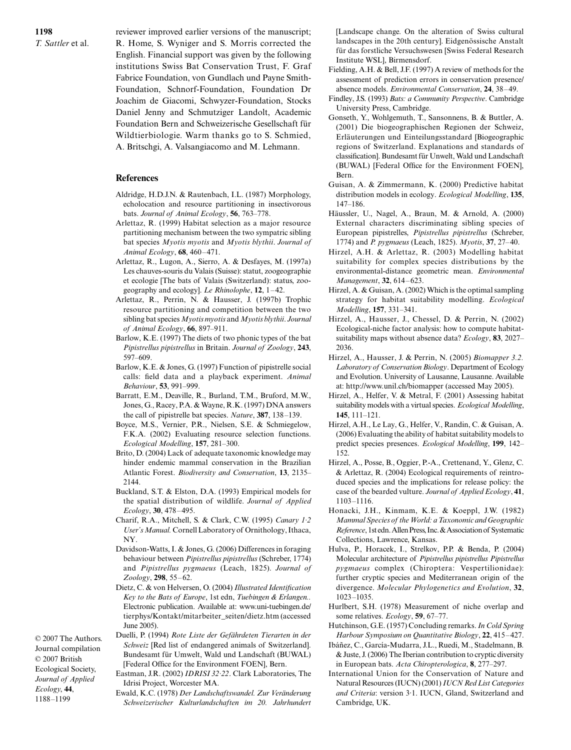reviewer improved earlier versions of the manuscript; R. Home, S. Wyniger and S. Morris corrected the English. Financial support was given by the following institutions Swiss Bat Conservation Trust, F. Graf Fabrice Foundation, von Gundlach und Payne Smith-Foundation, Schnorf-Foundation, Foundation Dr Joachim de Giacomi, Schwyzer-Foundation, Stocks Daniel Jenny and Schmutziger Landolt, Academic Foundation Bern and Schweizerische Gesellschaft für Wildtierbiologie. Warm thanks go to S. Schmied, A. Britschgi, A. Valsangiacomo and M. Lehmann.

## References

Aldridge, H.D.J.N. & Rautenbach, I.L. (1987) Morphology, echolocation and resource partitioning in insectivorous bats. *Journal of Animal Ecology*, **56**, 763–778.

Arlettaz, R. (1999) Habitat selection as a major resource partitioning mechanism between the two sympatric sibling bat species *Myotis myotis* and *Myotis blythii*. *Journal of Animal Ecology*, **68**, 460–471.

Arlettaz, R., Lugon, A., Sierro, A. & Desfayes, M. (1997a) Les chauves-souris du Valais (Suisse): statut, zoogeographie et ecologie [The bats of Valais (Switzerland): status, zoogeography and ecology]. *Le Rhinolophe*, **12**, 1–42.

Arlettaz, R., Perrin, N. & Hausser, J. (1997b) Trophic resource partitioning and competition between the two sibling bat species *Myotis myotis* and *Myotis blythii*. *Journal of Animal Ecology*, **66**, 897–911.

Barlow, K.E. (1997) The diets of two phonic types of the bat *Pipistrellus pipistrellus* in Britain. *Journal of Zoology*, **243**, 597–609.

Barlow, K.E. & Jones, G. (1997) Function of pipistrelle social calls: field data and a playback experiment. *Animal Behaviour*, **53**, 991–999.

Barratt, E.M., Deaville, R., Burland, T.M., Bruford, M.W., Jones, G., Racey, P.A. & Wayne, R.K. (1997) DNA answers the call of pipistrelle bat species. *Nature*, **387**, 138–139.

Boyce, M.S., Vernier, P.R., Nielsen, S.E. & Schmiegelow, F.K.A. (2002) Evaluating resource selection functions. *Ecological Modelling*, **157**, 281–300.

Brito, D. (2004) Lack of adequate taxonomic knowledge may hinder endemic mammal conservation in the Brazilian Atlantic Forest. *Biodiversity and Conservation*, **13**, 2135–2144.

Buckland, S.T. & Elston, D.A. (1993) Empirical models for the spatial distribution of wildlife. *Journal of Applied Ecology*, **30**, 478–495.

Charif, R.A., Mitchell, S. & Clark, C.W. (1995) *Canary 1·2 User's Manual.* Cornell Laboratory of Ornithology, Ithaca, NY.

Davidson-Watts, I. & Jones, G. (2006) Differences in foraging behaviour between *Pipistrellus pipistrellus* (Schreber, 1774) and *Pipistrellus pygmaeus* (Leach, 1825). *Journal of Zoology*, **298**, 55–62.

Dietz, C. & von Helversen, O. (2004) *Illustrated Identification Key to the Bats of Europe*, 1st edn, *Tuebingen & Erlangen.*. Electronic publication. Available at: www.uni-tuebingen.de/tierphys/Kontakt/mitarbeiter_seiten/dietz.htm (accessed June 2005).

Duelli, P. (1994) *Rote Liste der Gefährdeten Tierarten in der Schweiz* [Red list of endangered animals of Switzerland]. Bundesamt für Umwelt, Wald und Landschaft (BUWAL) [Federal Office for the Environment FOEN], Bern.

Eastman, J.R. (2002) *IDRISI 32·22*. Clark Laboratories, The Idrisi Project, Worcester MA.

Ewald, K.C. (1978) *Der Landschaftswandel. Zur Veränderung Schweizerischer Kulturlandschaften im 20. Jahrhundert* [Landscape change. On the alteration of Swiss cultural landscapes in the 20th century]. Eidgenössische Anstalt für das forstliche Versuchswesen [Swiss Federal Research Institute WSL], Birmensdorf.

Fielding, A.H. & Bell, J.F. (1997) A review of methods for the assessment of prediction errors in conservation presence/absence models. *Environmental Conservation*, **24**, 38–49.

Findley, J.S. (1993) *Bats: a Community Perspective*. Cambridge University Press, Cambridge.

Gonseth, Y., Wohlgemuth, T., Sansonnens, B. & Buttler, A. (2001) Die biogeographischen Regionen der Schweiz, Erläuterungen und Einteilungsstandard [Biogeographic regions of Switzerland. Explanations and standards of classification]. Bundesamt für Unwelt, Wald und Landschaft (BUWAL) [Federal Office for the Environment FOEN], Bern.

Guisan, A. & Zimmermann, K. (2000) Predictive habitat distribution models in ecology. *Ecological Modelling*, **135**, 147–186.

Häussler, U., Nagel, A., Braun, M. & Arnold, A. (2000) External characters discriminating sibling species of European pipistrelles, *Pipistrellus pipistrellus* (Schreber, 1774) and *P. pygmaeus* (Leach, 1825). *Myotis*, **37**, 27–40.

Hirzel, A.H. & Arlettaz, R. (2003) Modelling habitat suitability for complex species distributions by the environmental-distance geometric mean. *Environmental Management*, **32**, 614–623.

Hirzel, A. & Guisan, A. (2002) Which is the optimal sampling strategy for habitat suitability modelling. *Ecological Modelling*, **157**, 331–341.

Hirzel, A., Hausser, J., Chessel, D. & Perrin, N. (2002) Ecological-niche factor analysis: how to compute habitat-suitability maps without absence data? *Ecology*, **83**, 2027–2036.

Hirzel, A., Hausser, J. & Perrin, N. (2005) *Biomapper 3.2. Laboratory of Conservation Biology*. Department of Ecology and Evolution. University of Lausanne, Lausanne. Available at: http://www.unil.ch/biomapper (accessed May 2005).

Hirzel, A., Helfer, V. & Metral, F. (2001) Assessing habitat suitability models with a virtual species. *Ecological Modelling*, **145**, 111–121.

Hirzel, A.H., Le Lay, G., Helfer, V., Randin, C. & Guisan, A. (2006) Evaluating the ability of habitat suitability models to predict species presences. *Ecological Modelling*, **199**, 142–152.

Hirzel, A., Posse, B., Oggier, P.-A., Crettenand, Y., Glenz, C. & Arlettaz, R. (2004) Ecological requirements of reintroduced species and the implications for release policy: the case of the bearded vulture. *Journal of Applied Ecology*, **41**, 1103–1116.

Honacki, J.H., Kinmam, K.E. & Koeppl, J.W. (1982) *Mammal Species of the World: a Taxonomic and Geographic Reference*, 1st edn. Allen Press, Inc. & Association of Systematic Collections, Lawrence, Kansas.

Hulva, P., Horacek, I., Strelkov, P.P. & Benda, P. (2004) Molecular architecture of *Pipistrellus pipistrellus Pipistrellus pygmaeus* complex (Chiroptera: Vespertilionidae): further cryptic species and Mediterranean origin of the divergence. *Molecular Phylogenetics and Evolution*, **32**, 1023–1035.

Hurlbert, S.H. (1978) Measurement of niche overlap and some relatives. *Ecology*, **59**, 67–77.

Hutchinson, G.E. (1957) Concluding remarks. *In Cold Spring Harbour Symposium on Quantitative Biology*, **22**, 415–427.

Ibáñez, C., García-Mudarra, J.L., Ruedi, M., Stadelmann, B. & Juste, J. (2006) The Iberian contribution to cryptic diversity in European bats. *Acta Chiropterologica*, **8**, 277–297.

International Union for the Conservation of Nature and Natural Resources (IUCN) (2001) *IUCN Red List Categories and Criteria*: version 3·1. IUCN, Gland, Switzerland and Cambridge, UK.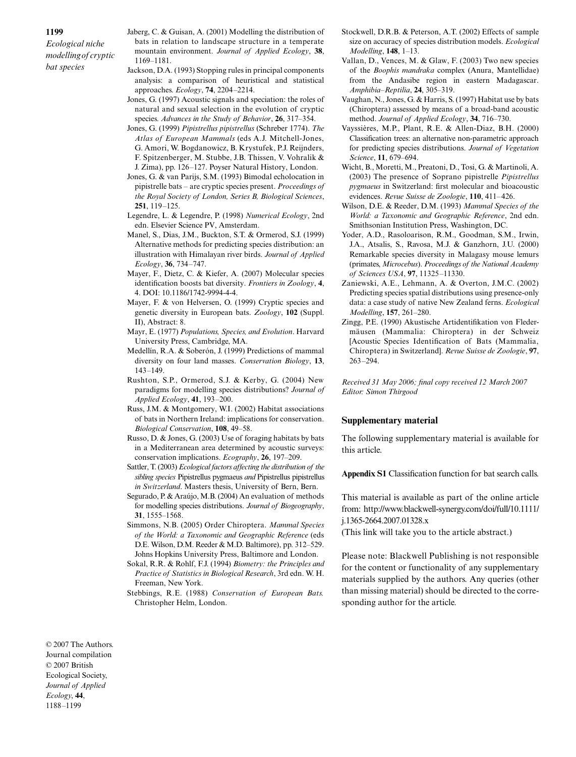Jaberg, C. & Guisan, A. (2001) Modelling the distribution of bats in relation to landscape structure in a temperate mountain environment. *Journal of Applied Ecology*, **38**, 1169–1181.

Jackson, D.A. (1993) Stopping rules in principal components analysis: a comparison of heuristical and statistical approaches. *Ecology*, **74**, 2204–2214.

Jones, G. (1997) Acoustic signals and speciation: the roles of natural and sexual selection in the evolution of cryptic species. *Advances in the Study of Behavior*, **26**, 317–354.

Jones, G. (1999) *Pipistrellus pipistrellus* (Schreber 1774). *The Atlas of European Mammals* (eds A.J. Mitchell-Jones, G. Amori, W. Bogdanowicz, B. Krystufek, P.J. Reijnders, F. Spitzenberger, M. Stubbe, J.B. Thissen, V. Vohralik & J. Zima), pp. 126–127. Poyser Natural History, London.

Jones, G. & van Parijs, S.M. (1993) Bimodal echolocation in pipistrelle bats – are cryptic species present. *Proceedings of the Royal Society of London, Series B, Biological Sciences*, **251**, 119–125.

Legendre, L. & Legendre, P. (1998) *Numerical Ecology*, 2nd edn. Elsevier Science PV, Amsterdam.

Manel, S., Dias, J.M., Buckton, S.T. & Ormerod, S.J. (1999) Alternative methods for predicting species distribution: an illustration with Himalayan river birds. *Journal of Applied Ecology*, **36**, 734–747.

Mayer, F., Dietz, C. & Kiefer, A. (2007) Molecular species identification boosts bat diversity. *Frontiers in Zoology*, **4**, 4. DOI: 10.1186/1742-9994-4-4.

Mayer, F. & von Helversen, O. (1999) Cryptic species and genetic diversity in European bats. *Zoology*, **102** (Suppl. II), Abstract: 8.

Mayr, E. (1977) *Populations, Species, and Evolution*. Harvard University Press, Cambridge, MA.

Medellín, R.A. & Soberón, J. (1999) Predictions of mammal diversity on four land masses. *Conservation Biology*, **13**, 143–149.

Rushton, S.P., Ormerod, S.J. & Kerby, G. (2004) New paradigms for modelling species distributions? *Journal of Applied Ecology*, **41**, 193–200.

Russ, J.M. & Montgomery, W.I. (2002) Habitat associations of bats in Northern Ireland: implications for conservation. *Biological Conservation*, **108**, 49–58.

Russo, D. & Jones, G. (2003) Use of foraging habitats by bats in a Mediterranean area determined by acoustic surveys: conservation implications. *Ecography*, **26**, 197–209.

Sattler, T. (2003) *Ecological factors affecting the distribution of the sibling species* Pipistrellus pygmaeus *and* Pipistrellus pipistrellus *in Switzerland*. Masters thesis, University of Bern, Bern.

Segurado, P. & Araújo, M.B. (2004) An evaluation of methods for modelling species distributions. *Journal of Biogeography*, **31**, 1555–1568.

Simmons, N.B. (2005) Order Chiroptera. *Mammal Species of the World: a Taxonomic and Geographic Reference* (eds D.E. Wilson, D.M. Reeder & M.D. Baltimore), pp. 312–529. Johns Hopkins University Press, Baltimore and London.

Sokal, R.R. & Rohlf, F.J. (1994) *Biometry: the Principles and Practice of Statistics in Biological Research*, 3rd edn. W. H. Freeman, New York.

Stebbings, R.E. (1988) *Conservation of European Bats.* Christopher Helm, London.

Stockwell, D.R.B. & Peterson, A.T. (2002) Effects of sample size on accuracy of species distribution models. *Ecological Modelling*, **148**, 1–13.

Vallan, D., Vences, M. & Glaw, F. (2003) Two new species of the *Boophis mandraka* complex (Anura, Mantellidae) from the Andasibe region in eastern Madagascar. *Amphibia–Reptilia*, **24**, 305–319.

Vaughan, N., Jones, G. & Harris, S. (1997) Habitat use by bats (Chiroptera) assessed by means of a broad-band acoustic method. *Journal of Applied Ecology*, **34**, 716–730.

Vayssières, M.P., Plant, R.E. & Allen-Diaz, B.H. (2000) Classification trees: an alternative non-parametric approach for predicting species distributions. *Journal of Vegetation Science*, **11**, 679–694.

Wicht, B., Moretti, M., Preatoni, D., Tosi, G. & Martinoli, A. (2003) The presence of Soprano pipistrelle *Pipistrellus pygmaeus* in Switzerland: first molecular and bioacoustic evidences. *Revue Suisse de Zoologie*, **110**, 411–426.

Wilson, D.E. & Reeder, D.M. (1993) *Mammal Species of the World: a Taxonomic and Geographic Reference*, 2nd edn. Smithsonian Institution Press, Washington, DC.

Yoder, A.D., Rasoloarison, R.M., Goodman, S.M., Irwin, J.A., Atsalis, S., Ravosa, M.J. & Ganzhorn, J.U. (2000) Remarkable species diversity in Malagasy mouse lemurs (primates, *Microcebus*). *Proceedings of the National Academy of Sciences USA*, **97**, 11325–11330.

Zaniewski, A.E., Lehmann, A. & Overton, J.M.C. (2002) Predicting species spatial distributions using presence-only data: a case study of native New Zealand ferns. *Ecological Modelling*, **157**, 261–280.

Zingg, P.E. (1990) Akustische Artidentifikation von Fledermäusen (Mammalia: Chiroptera) in der Schweiz [Acoustic Species Identification of Bats (Mammalia, Chiroptera) in Switzerland]. *Revue Suisse de Zoologie*, **97**, 263–294.

*Received 31 May 2006; final copy received 12 March 2007*
*Editor: Simon Thirgood*

## Supplementary material

The following supplementary material is available for this article.

**Appendix S1** Classification function for bat search calls.

This material is available as part of the online article from: http://www.blackwell-synergy.com/doi/full/10.1111/j.1365-2664.2007.01328.x
(This link will take you to the article abstract.)

Please note: Blackwell Publishing is not responsible for the content or functionality of any supplementary materials supplied by the authors. Any queries (other than missing material) should be directed to the corresponding author for the article.